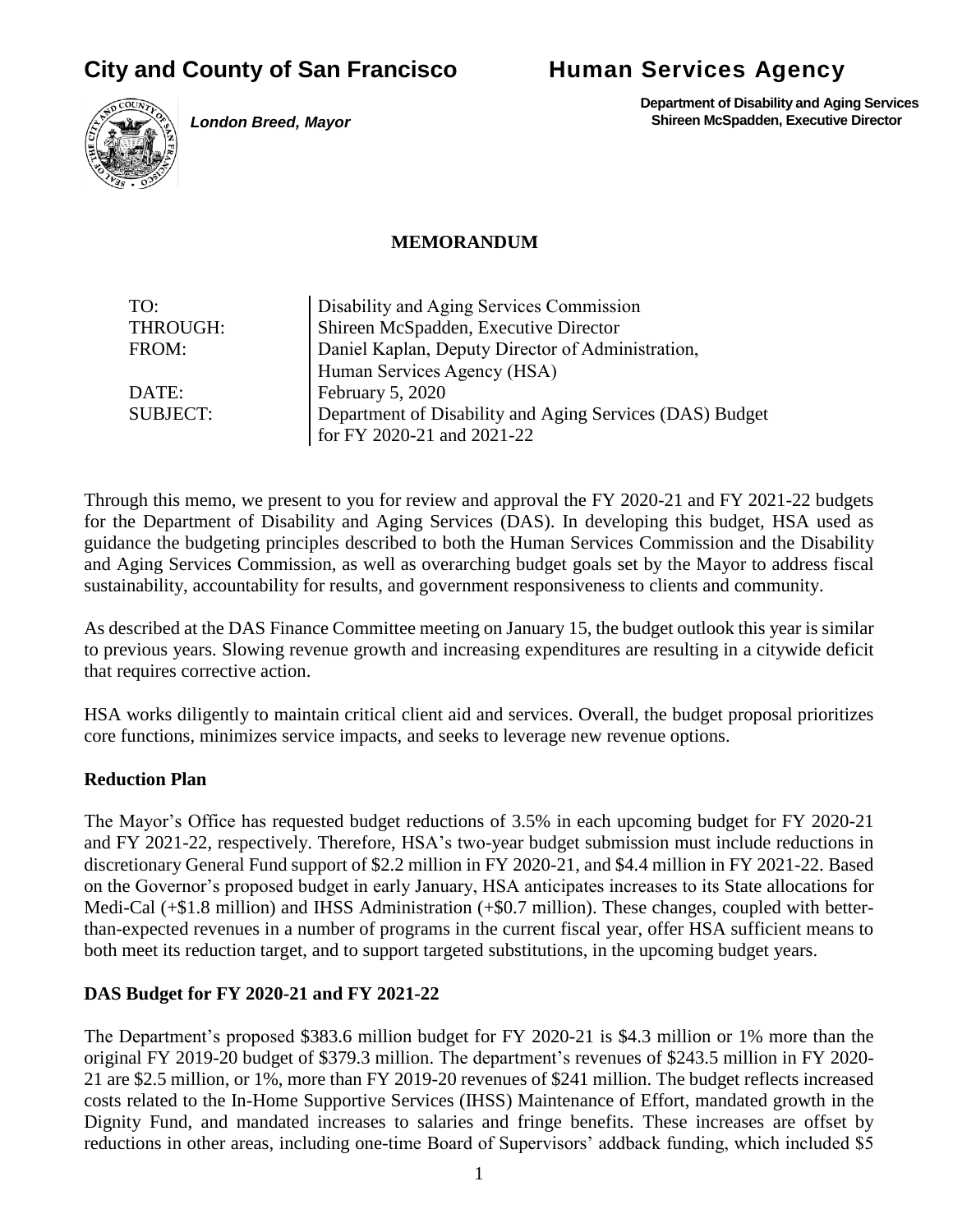# City and County of San Francisco

# Human Services Agency

*London Breed, Mayor*

**Department of Disability and Aging Services**
**Shireen McSpadden, Executive Director**

## MEMORANDUM

| | |
|---|---|
| TO: | Disability and Aging Services Commission |
| THROUGH: | Shireen McSpadden, Executive Director |
| FROM: | Daniel Kaplan, Deputy Director of Administration, Human Services Agency (HSA) |
| DATE: | February 5, 2020 |
| SUBJECT: | Department of Disability and Aging Services (DAS) Budget for FY 2020-21 and 2021-22 |

Through this memo, we present to you for review and approval the FY 2020-21 and FY 2021-22 budgets for the Department of Disability and Aging Services (DAS). In developing this budget, HSA used as guidance the budgeting principles described to both the Human Services Commission and the Disability and Aging Services Commission, as well as overarching budget goals set by the Mayor to address fiscal sustainability, accountability for results, and government responsiveness to clients and community.

As described at the DAS Finance Committee meeting on January 15, the budget outlook this year is similar to previous years. Slowing revenue growth and increasing expenditures are resulting in a citywide deficit that requires corrective action.

HSA works diligently to maintain critical client aid and services. Overall, the budget proposal prioritizes core functions, minimizes service impacts, and seeks to leverage new revenue options.

### Reduction Plan

The Mayor's Office has requested budget reductions of 3.5% in each upcoming budget for FY 2020-21 and FY 2021-22, respectively. Therefore, HSA's two-year budget submission must include reductions in discretionary General Fund support of $2.2 million in FY 2020-21, and $4.4 million in FY 2021-22. Based on the Governor's proposed budget in early January, HSA anticipates increases to its State allocations for Medi-Cal (+$1.8 million) and IHSS Administration (+$0.7 million). These changes, coupled with better-than-expected revenues in a number of programs in the current fiscal year, offer HSA sufficient means to both meet its reduction target, and to support targeted substitutions, in the upcoming budget years.

### DAS Budget for FY 2020-21 and FY 2021-22

The Department's proposed $383.6 million budget for FY 2020-21 is $4.3 million or 1% more than the original FY 2019-20 budget of $379.3 million. The department's revenues of $243.5 million in FY 2020-21 are $2.5 million, or 1%, more than FY 2019-20 revenues of $241 million. The budget reflects increased costs related to the In-Home Supportive Services (IHSS) Maintenance of Effort, mandated growth in the Dignity Fund, and mandated increases to salaries and fringe benefits. These increases are offset by reductions in other areas, including one-time Board of Supervisors' addback funding, which included $5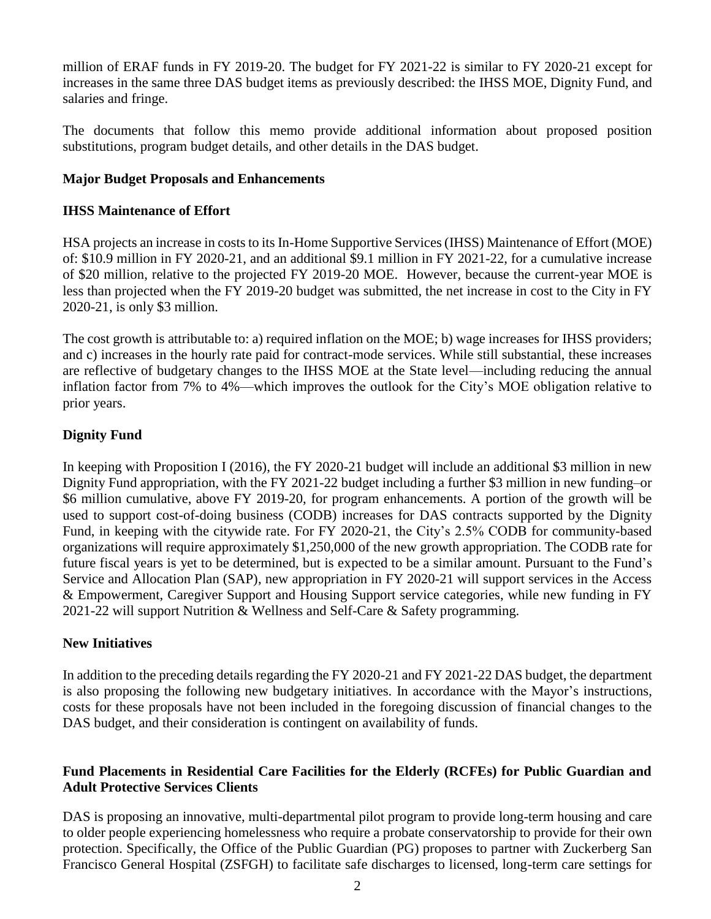million of ERAF funds in FY 2019-20. The budget for FY 2021-22 is similar to FY 2020-21 except for increases in the same three DAS budget items as previously described: the IHSS MOE, Dignity Fund, and salaries and fringe.

The documents that follow this memo provide additional information about proposed position substitutions, program budget details, and other details in the DAS budget.

**Major Budget Proposals and Enhancements**

**IHSS Maintenance of Effort**

HSA projects an increase in costs to its In-Home Supportive Services (IHSS) Maintenance of Effort (MOE) of: $10.9 million in FY 2020-21, and an additional $9.1 million in FY 2021-22, for a cumulative increase of $20 million, relative to the projected FY 2019-20 MOE. However, because the current-year MOE is less than projected when the FY 2019-20 budget was submitted, the net increase in cost to the City in FY 2020-21, is only $3 million.

The cost growth is attributable to: a) required inflation on the MOE; b) wage increases for IHSS providers; and c) increases in the hourly rate paid for contract-mode services. While still substantial, these increases are reflective of budgetary changes to the IHSS MOE at the State level—including reducing the annual inflation factor from 7% to 4%—which improves the outlook for the City's MOE obligation relative to prior years.

**Dignity Fund**

In keeping with Proposition I (2016), the FY 2020-21 budget will include an additional $3 million in new Dignity Fund appropriation, with the FY 2021-22 budget including a further $3 million in new funding–or $6 million cumulative, above FY 2019-20, for program enhancements. A portion of the growth will be used to support cost-of-doing business (CODB) increases for DAS contracts supported by the Dignity Fund, in keeping with the citywide rate. For FY 2020-21, the City's 2.5% CODB for community-based organizations will require approximately $1,250,000 of the new growth appropriation. The CODB rate for future fiscal years is yet to be determined, but is expected to be a similar amount. Pursuant to the Fund's Service and Allocation Plan (SAP), new appropriation in FY 2020-21 will support services in the Access & Empowerment, Caregiver Support and Housing Support service categories, while new funding in FY 2021-22 will support Nutrition & Wellness and Self-Care & Safety programming.

**New Initiatives**

In addition to the preceding details regarding the FY 2020-21 and FY 2021-22 DAS budget, the department is also proposing the following new budgetary initiatives. In accordance with the Mayor's instructions, costs for these proposals have not been included in the foregoing discussion of financial changes to the DAS budget, and their consideration is contingent on availability of funds.

**Fund Placements in Residential Care Facilities for the Elderly (RCFEs) for Public Guardian and Adult Protective Services Clients**

DAS is proposing an innovative, multi-departmental pilot program to provide long-term housing and care to older people experiencing homelessness who require a probate conservatorship to provide for their own protection. Specifically, the Office of the Public Guardian (PG) proposes to partner with Zuckerberg San Francisco General Hospital (ZSFGH) to facilitate safe discharges to licensed, long-term care settings for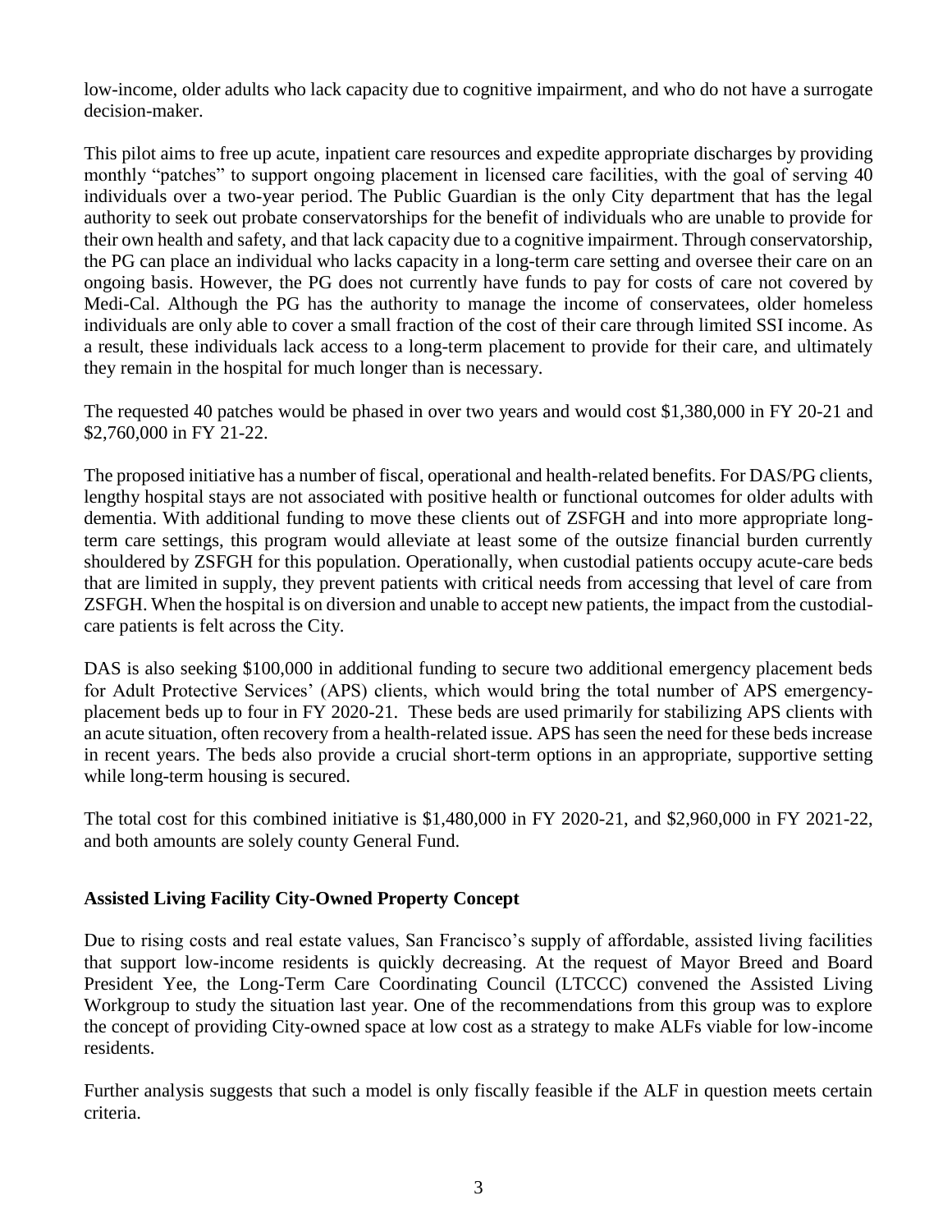low-income, older adults who lack capacity due to cognitive impairment, and who do not have a surrogate decision-maker.

This pilot aims to free up acute, inpatient care resources and expedite appropriate discharges by providing monthly "patches" to support ongoing placement in licensed care facilities, with the goal of serving 40 individuals over a two-year period. The Public Guardian is the only City department that has the legal authority to seek out probate conservatorships for the benefit of individuals who are unable to provide for their own health and safety, and that lack capacity due to a cognitive impairment. Through conservatorship, the PG can place an individual who lacks capacity in a long-term care setting and oversee their care on an ongoing basis. However, the PG does not currently have funds to pay for costs of care not covered by Medi-Cal. Although the PG has the authority to manage the income of conservatees, older homeless individuals are only able to cover a small fraction of the cost of their care through limited SSI income. As a result, these individuals lack access to a long-term placement to provide for their care, and ultimately they remain in the hospital for much longer than is necessary.

The requested 40 patches would be phased in over two years and would cost $1,380,000 in FY 20-21 and $2,760,000 in FY 21-22.

The proposed initiative has a number of fiscal, operational and health-related benefits. For DAS/PG clients, lengthy hospital stays are not associated with positive health or functional outcomes for older adults with dementia. With additional funding to move these clients out of ZSFGH and into more appropriate long-term care settings, this program would alleviate at least some of the outsize financial burden currently shouldered by ZSFGH for this population. Operationally, when custodial patients occupy acute-care beds that are limited in supply, they prevent patients with critical needs from accessing that level of care from ZSFGH. When the hospital is on diversion and unable to accept new patients, the impact from the custodial-care patients is felt across the City.

DAS is also seeking $100,000 in additional funding to secure two additional emergency placement beds for Adult Protective Services' (APS) clients, which would bring the total number of APS emergency-placement beds up to four in FY 2020-21. These beds are used primarily for stabilizing APS clients with an acute situation, often recovery from a health-related issue. APS has seen the need for these beds increase in recent years. The beds also provide a crucial short-term options in an appropriate, supportive setting while long-term housing is secured.

The total cost for this combined initiative is $1,480,000 in FY 2020-21, and $2,960,000 in FY 2021-22, and both amounts are solely county General Fund.

**Assisted Living Facility City-Owned Property Concept**

Due to rising costs and real estate values, San Francisco's supply of affordable, assisted living facilities that support low-income residents is quickly decreasing. At the request of Mayor Breed and Board President Yee, the Long-Term Care Coordinating Council (LTCCC) convened the Assisted Living Workgroup to study the situation last year. One of the recommendations from this group was to explore the concept of providing City-owned space at low cost as a strategy to make ALFs viable for low-income residents.

Further analysis suggests that such a model is only fiscally feasible if the ALF in question meets certain criteria.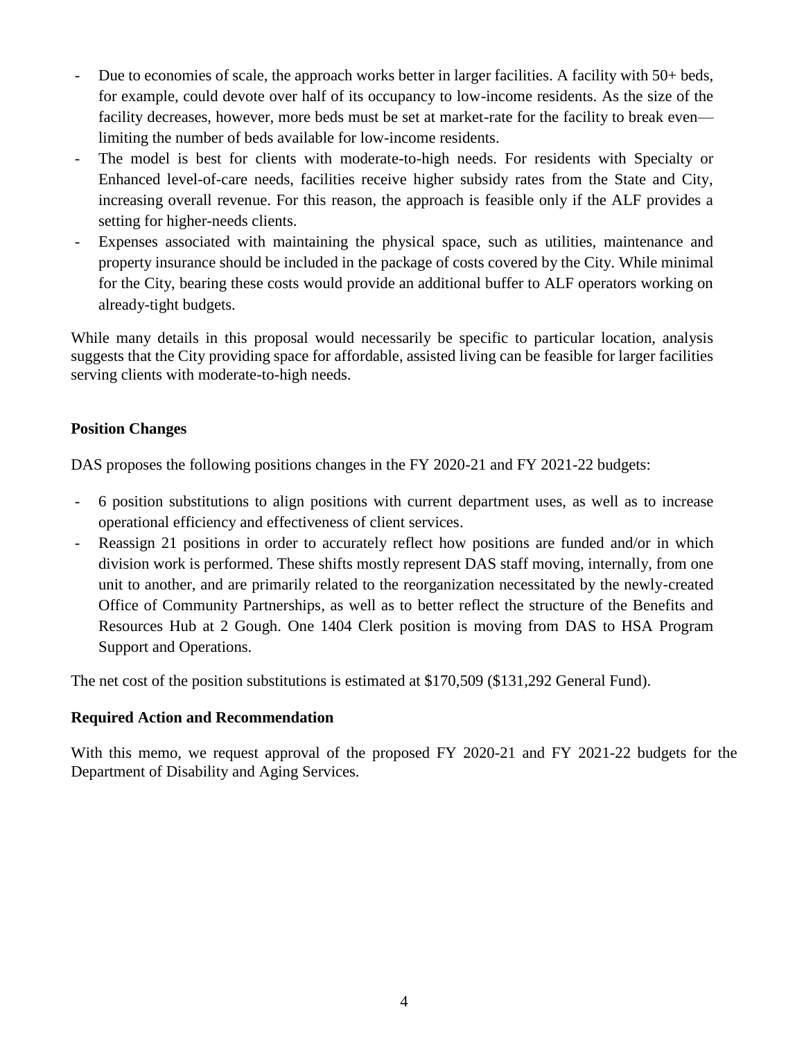- Due to economies of scale, the approach works better in larger facilities. A facility with 50+ beds, for example, could devote over half of its occupancy to low-income residents. As the size of the facility decreases, however, more beds must be set at market-rate for the facility to break even—limiting the number of beds available for low-income residents.
- The model is best for clients with moderate-to-high needs. For residents with Specialty or Enhanced level-of-care needs, facilities receive higher subsidy rates from the State and City, increasing overall revenue. For this reason, the approach is feasible only if the ALF provides a setting for higher-needs clients.
- Expenses associated with maintaining the physical space, such as utilities, maintenance and property insurance should be included in the package of costs covered by the City. While minimal for the City, bearing these costs would provide an additional buffer to ALF operators working on already-tight budgets.

While many details in this proposal would necessarily be specific to particular location, analysis suggests that the City providing space for affordable, assisted living can be feasible for larger facilities serving clients with moderate-to-high needs.

**Position Changes**

DAS proposes the following positions changes in the FY 2020-21 and FY 2021-22 budgets:

- 6 position substitutions to align positions with current department uses, as well as to increase operational efficiency and effectiveness of client services.
- Reassign 21 positions in order to accurately reflect how positions are funded and/or in which division work is performed. These shifts mostly represent DAS staff moving, internally, from one unit to another, and are primarily related to the reorganization necessitated by the newly-created Office of Community Partnerships, as well as to better reflect the structure of the Benefits and Resources Hub at 2 Gough. One 1404 Clerk position is moving from DAS to HSA Program Support and Operations.

The net cost of the position substitutions is estimated at $170,509 ($131,292 General Fund).

**Required Action and Recommendation**

With this memo, we request approval of the proposed FY 2020-21 and FY 2021-22 budgets for the Department of Disability and Aging Services.